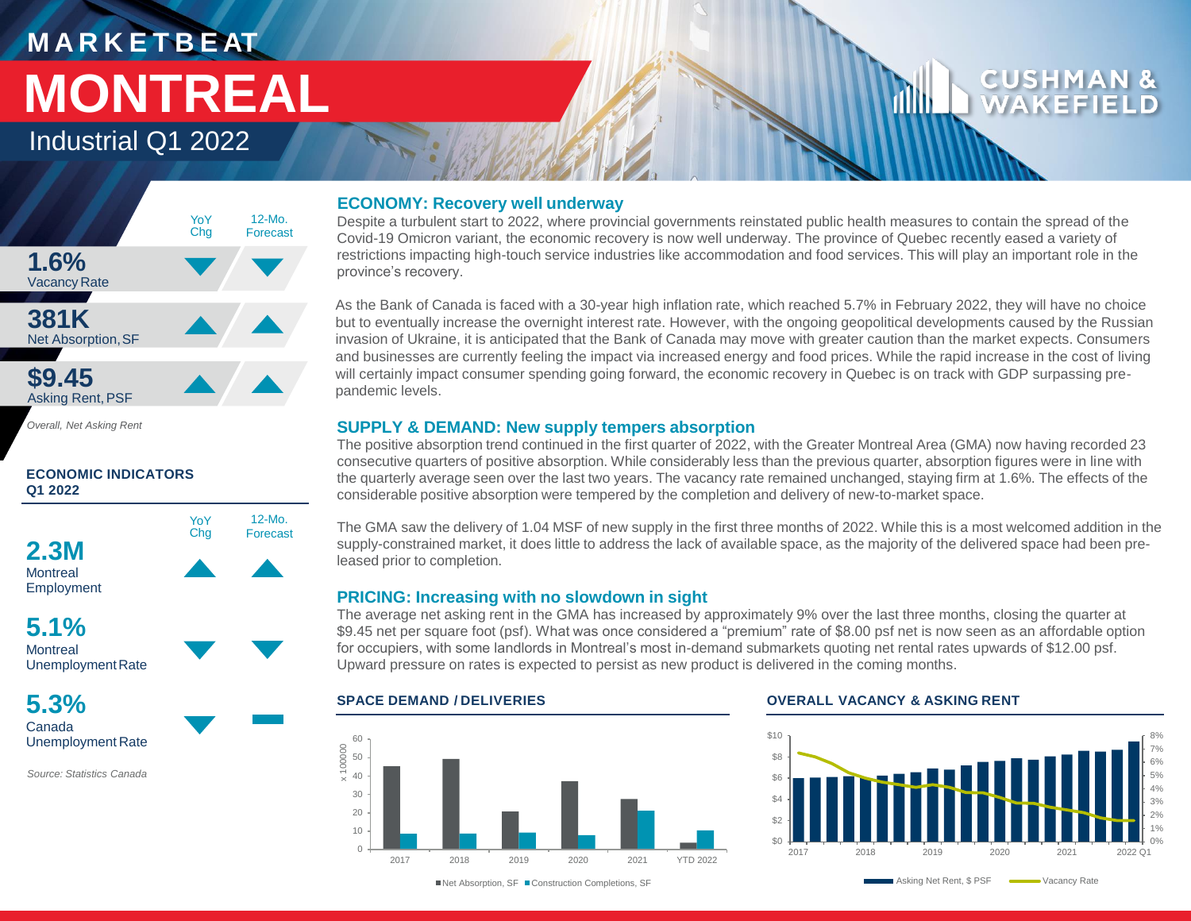# MARKETBEAT

# MONTREAL

## Industrial Q1 2022

| | YoY Chg | 12-Mo. Forecast |
|---|---|---|
| **1.6%** Vacancy Rate | ▼ | ▼ |
| **381K** Net Absorption, SF | ▲ | ▲ |
| **$9.45** Asking Rent, PSF | ▲ | ▲ |

*Overall, Net Asking Rent*

### ECONOMIC INDICATORS Q1 2022

| | YoY Chg | 12-Mo. Forecast |
|---|---|---|
| **2.3M** Montreal Employment | ▲ | ▲ |
| **5.1%** Montreal Unemployment Rate | ▼ | ▼ |
| **5.3%** Canada Unemployment Rate | ▼ | ▬ |

*Source: Statistics Canada*

### ECONOMY: Recovery well underway

Despite a turbulent start to 2022, where provincial governments reinstated public health measures to contain the spread of the Covid-19 Omicron variant, the economic recovery is now well underway. The province of Quebec recently eased a variety of restrictions impacting high-touch service industries like accommodation and food services. This will play an important role in the province's recovery.

As the Bank of Canada is faced with a 30-year high inflation rate, which reached 5.7% in February 2022, they will have no choice but to eventually increase the overnight interest rate. However, with the ongoing geopolitical developments caused by the Russian invasion of Ukraine, it is anticipated that the Bank of Canada may move with greater caution than the market expects. Consumers and businesses are currently feeling the impact via increased energy and food prices. While the rapid increase in the cost of living will certainly impact consumer spending going forward, the economic recovery in Quebec is on track with GDP surpassing pre-pandemic levels.

### SUPPLY & DEMAND: New supply tempers absorption

The positive absorption trend continued in the first quarter of 2022, with the Greater Montreal Area (GMA) now having recorded 23 consecutive quarters of positive absorption. While considerably less than the previous quarter, absorption figures were in line with the quarterly average seen over the last two years. The vacancy rate remained unchanged, staying firm at 1.6%. The effects of the considerable positive absorption were tempered by the completion and delivery of new-to-market space.

The GMA saw the delivery of 1.04 MSF of new supply in the first three months of 2022. While this is a most welcomed addition in the supply-constrained market, it does little to address the lack of available space, as the majority of the delivered space had been pre-leased prior to completion.

### PRICING: Increasing with no slowdown in sight

The average net asking rent in the GMA has increased by approximately 9% over the last three months, closing the quarter at $9.45 net per square foot (psf). What was once considered a "premium" rate of $8.00 psf net is now seen as an affordable option for occupiers, with some landlords in Montreal's most in-demand submarkets quoting net rental rates upwards of $12.00 psf. Upward pressure on rates is expected to persist as new product is delivered in the coming months.

### SPACE DEMAND / DELIVERIES

x 100000

| | 2017 | 2018 | 2019 | 2020 | 2021 | YTD 2022 |
|---|---|---|---|---|---|---|
| Net Absorption, SF | 45 | 49 | 21 | 37 | 27 | 4 |
| Construction Completions, SF | 8 | 8 | 9 | 7 | 21 | 10 |

### OVERALL VACANCY & ASKING RENT

Legend: Asking Net Rent, $ PSF; Vacancy Rate (2017 – 2022 Q1)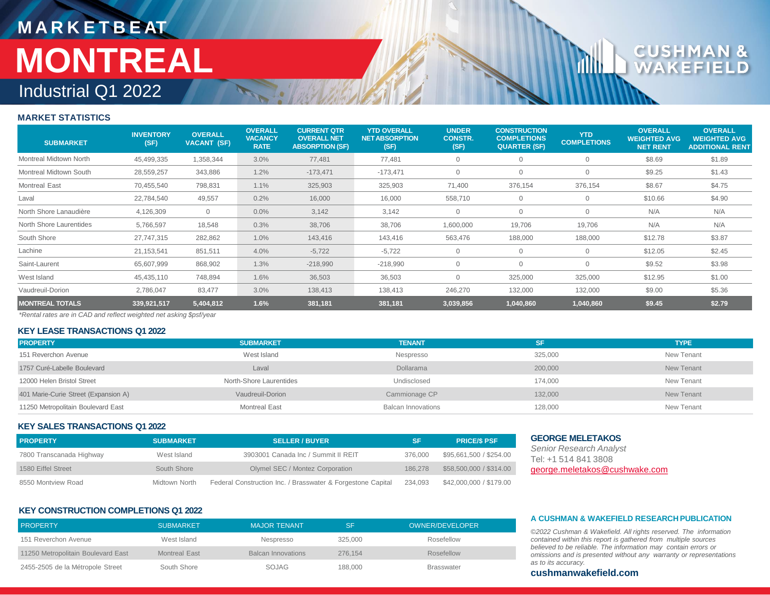# MARKETBEAT

# MONTREAL

## Industrial Q1 2022

CUSHMAN & WAKEFIELD

### MARKET STATISTICS

| SUBMARKET | INVENTORY (SF) | OVERALL VACANT (SF) | OVERALL VACANCY RATE | CURRENT QTR OVERALL NET ABSORPTION (SF) | YTD OVERALL NET ABSORPTION (SF) | UNDER CONSTR. (SF) | CONSTRUCTION COMPLETIONS QUARTER (SF) | YTD COMPLETIONS | OVERALL WEIGHTED AVG NET RENT | OVERALL WEIGHTED AVG ADDITIONAL RENT |
|---|---|---|---|---|---|---|---|---|---|---|
| Montreal Midtown North | 45,499,335 | 1,358,344 | 3.0% | 77,481 | 77,481 | 0 | 0 | 0 | $8.69 | $1.89 |
| Montreal Midtown South | 28,559,257 | 343,886 | 1.2% | -173,471 | -173,471 | 0 | 0 | 0 | $9.25 | $1.43 |
| Montreal East | 70,455,540 | 798,831 | 1.1% | 325,903 | 325,903 | 71,400 | 376,154 | 376,154 | $8.67 | $4.75 |
| Laval | 22,784,540 | 49,557 | 0.2% | 16,000 | 16,000 | 558,710 | 0 | 0 | $10.66 | $4.90 |
| North Shore Lanaudière | 4,126,309 | 0 | 0.0% | 3,142 | 3,142 | 0 | 0 | 0 | N/A | N/A |
| North Shore Laurentides | 5,766,597 | 18,548 | 0.3% | 38,706 | 38,706 | 1,600,000 | 19,706 | 19,706 | N/A | N/A |
| South Shore | 27,747,315 | 282,862 | 1.0% | 143,416 | 143,416 | 563,476 | 188,000 | 188,000 | $12.78 | $3.87 |
| Lachine | 21,153,541 | 851,511 | 4.0% | -5,722 | -5,722 | 0 | 0 | 0 | $12.05 | $2.45 |
| Saint-Laurent | 65,607,999 | 868,902 | 1.3% | -218,990 | -218,990 | 0 | 0 | 0 | $9.52 | $3.98 |
| West Island | 45,435,110 | 748,894 | 1.6% | 36,503 | 36,503 | 0 | 325,000 | 325,000 | $12.95 | $1.00 |
| Vaudreuil-Dorion | 2,786,047 | 83,477 | 3.0% | 138,413 | 138,413 | 246,270 | 132,000 | 132,000 | $9.00 | $5.36 |
| **MONTREAL TOTALS** | **339,921,517** | **5,404,812** | **1.6%** | **381,181** | **381,181** | **3,039,856** | **1,040,860** | **1,040,860** | **$9.45** | **$2.79** |

*\*Rental rates are in CAD and reflect weighted net asking $psf/year*

### KEY LEASE TRANSACTIONS Q1 2022

| PROPERTY | SUBMARKET | TENANT | SF | TYPE |
|---|---|---|---|---|
| 151 Reverchon Avenue | West Island | Nespresso | 325,000 | New Tenant |
| 1757 Curé-Labelle Boulevard | Laval | Dollarama | 200,000 | New Tenant |
| 12000 Helen Bristol Street | North-Shore Laurentides | Undisclosed | 174,000 | New Tenant |
| 401 Marie-Curie Street (Expansion A) | Vaudreuil-Dorion | Cammionage CP | 132,000 | New Tenant |
| 11250 Metropolitan Boulevard East | Montreal East | Balcan Innovations | 128,000 | New Tenant |

### KEY SALES TRANSACTIONS Q1 2022

| PROPERTY | SUBMARKET | SELLER / BUYER | SF | PRICE/$ PSF |
|---|---|---|---|---|
| 7800 Transcanada Highway | West Island | 3903001 Canada Inc / Summit II REIT | 376,000 | $95,661,500 / $254.00 |
| 1580 Eiffel Street | South Shore | Olymel SEC / Montez Corporation | 186,278 | $58,500,000 / $314.00 |
| 8550 Montview Road | Midtown North | Federal Construction Inc. / Brasswater & Forgestone Capital | 234,093 | $42,000,000 / $179.00 |

### KEY CONSTRUCTION COMPLETIONS Q1 2022

| PROPERTY | SUBMARKET | MAJOR TENANT | SF | OWNER/DEVELOPER |
|---|---|---|---|---|
| 151 Reverchon Avenue | West Island | Nespresso | 325,000 | Rosefellow |
| 11250 Metropolitain Boulevard East | Montreal East | Balcan Innovations | 276,154 | Rosefellow |
| 2455-2505 de la Métropole Street | South Shore | SOJAG | 188,000 | Brasswater |

**GEORGE MELETAKOS**
*Senior Research Analyst*
Tel: +1 514 841 3808
george.meletakos@cushwake.com

**A CUSHMAN & WAKEFIELD RESEARCH PUBLICATION**

*©2022 Cushman & Wakefield. All rights reserved. The information contained within this report is gathered from multiple sources believed to be reliable. The information may contain errors or omissions and is presented without any warranty or representations as to its accuracy.*

**cushmanwakefield.com**